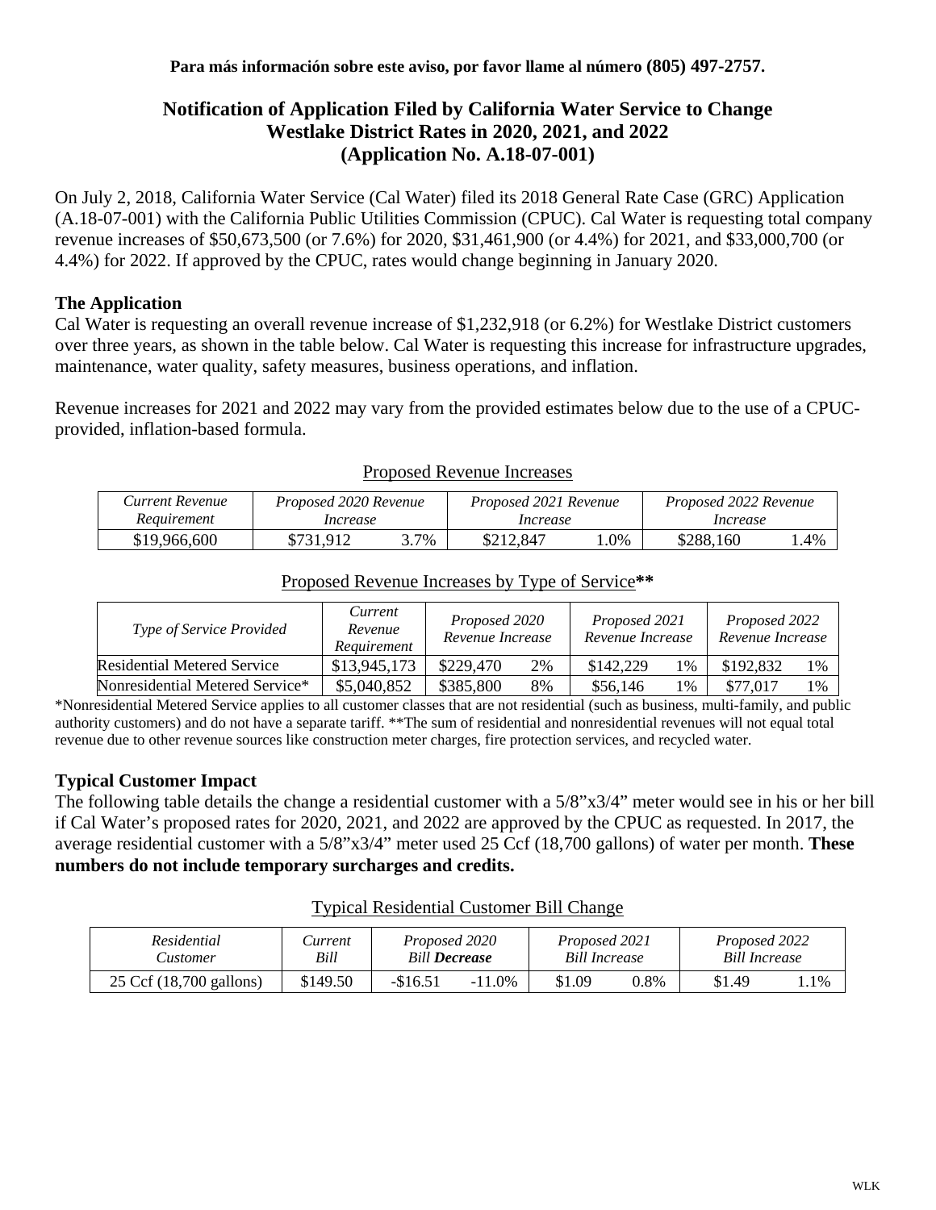**Para más información sobre este aviso, por favor llame al número (805) 497-2757.**

# Notification of Application Filed by California Water Service to Change Westlake District Rates in 2020, 2021, and 2022 (Application No. A.18-07-001)

On July 2, 2018, California Water Service (Cal Water) filed its 2018 General Rate Case (GRC) Application (A.18-07-001) with the California Public Utilities Commission (CPUC). Cal Water is requesting total company revenue increases of $50,673,500 (or 7.6%) for 2020, $31,461,900 (or 4.4%) for 2021, and $33,000,700 (or 4.4%) for 2022. If approved by the CPUC, rates would change beginning in January 2020.

## The Application

Cal Water is requesting an overall revenue increase of $1,232,918 (or 6.2%) for Westlake District customers over three years, as shown in the table below. Cal Water is requesting this increase for infrastructure upgrades, maintenance, water quality, safety measures, business operations, and inflation.

Revenue increases for 2021 and 2022 may vary from the provided estimates below due to the use of a CPUC-provided, inflation-based formula.

Proposed Revenue Increases

| *Current Revenue Requirement* | *Proposed 2020 Revenue Increase* | | *Proposed 2021 Revenue Increase* | | *Proposed 2022 Revenue Increase* | |
|---|---|---|---|---|---|---|
| $19,966,600 | $731,912 | 3.7% | $212,847 | 1.0% | $288,160 | 1.4% |

Proposed Revenue Increases by Type of Service**

| *Type of Service Provided* | *Current Revenue Requirement* | *Proposed 2020 Revenue Increase* | | *Proposed 2021 Revenue Increase* | | *Proposed 2022 Revenue Increase* | |
|---|---|---|---|---|---|---|---|
| Residential Metered Service | $13,945,173 | $229,470 | 2% | $142,229 | 1% | $192,832 | 1% |
| Nonresidential Metered Service* | $5,040,852 | $385,800 | 8% | $56,146 | 1% | $77,017 | 1% |

*Nonresidential Metered Service applies to all customer classes that are not residential (such as business, multi-family, and public authority customers) and do not have a separate tariff. **The sum of residential and nonresidential revenues will not equal total revenue due to other revenue sources like construction meter charges, fire protection services, and recycled water.

## Typical Customer Impact

The following table details the change a residential customer with a 5/8"x3/4" meter would see in his or her bill if Cal Water's proposed rates for 2020, 2021, and 2022 are approved by the CPUC as requested. In 2017, the average residential customer with a 5/8"x3/4" meter used 25 Ccf (18,700 gallons) of water per month. **These numbers do not include temporary surcharges and credits.**

Typical Residential Customer Bill Change

| *Residential Customer* | *Current Bill* | *Proposed 2020 Bill* ***Decrease*** | | *Proposed 2021 Bill Increase* | | *Proposed 2022 Bill Increase* | |
|---|---|---|---|---|---|---|---|
| 25 Ccf (18,700 gallons) | $149.50 | -$16.51 | -11.0% | $1.09 | 0.8% | $1.49 | 1.1% |

WLK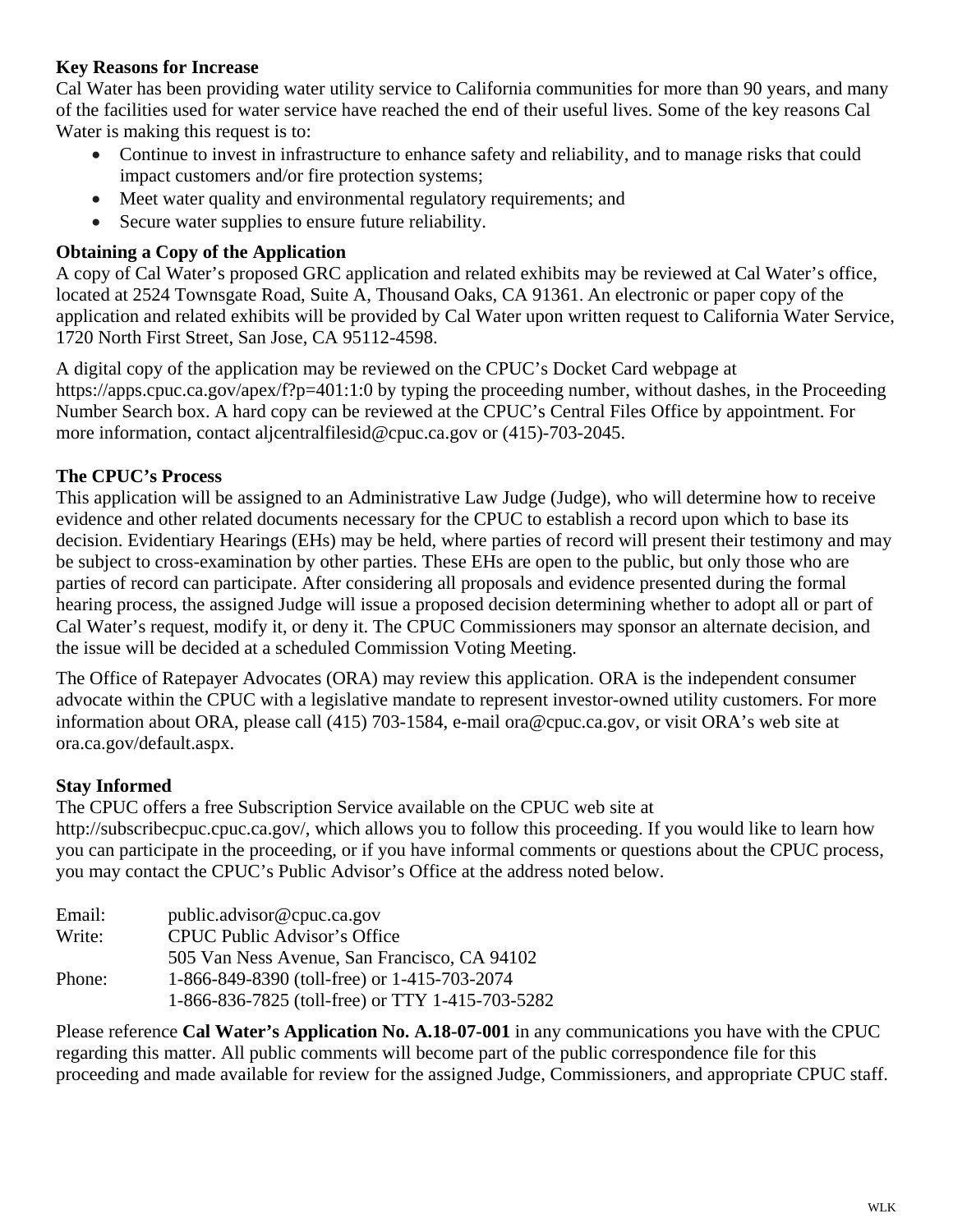**Key Reasons for Increase**

Cal Water has been providing water utility service to California communities for more than 90 years, and many of the facilities used for water service have reached the end of their useful lives. Some of the key reasons Cal Water is making this request is to:

- Continue to invest in infrastructure to enhance safety and reliability, and to manage risks that could impact customers and/or fire protection systems;
- Meet water quality and environmental regulatory requirements; and
- Secure water supplies to ensure future reliability.

**Obtaining a Copy of the Application**

A copy of Cal Water's proposed GRC application and related exhibits may be reviewed at Cal Water's office, located at 2524 Townsgate Road, Suite A, Thousand Oaks, CA 91361. An electronic or paper copy of the application and related exhibits will be provided by Cal Water upon written request to California Water Service, 1720 North First Street, San Jose, CA 95112-4598.

A digital copy of the application may be reviewed on the CPUC's Docket Card webpage at https://apps.cpuc.ca.gov/apex/f?p=401:1:0 by typing the proceeding number, without dashes, in the Proceeding Number Search box. A hard copy can be reviewed at the CPUC's Central Files Office by appointment. For more information, contact aljcentralfilesid@cpuc.ca.gov or (415)-703-2045.

**The CPUC's Process**

This application will be assigned to an Administrative Law Judge (Judge), who will determine how to receive evidence and other related documents necessary for the CPUC to establish a record upon which to base its decision. Evidentiary Hearings (EHs) may be held, where parties of record will present their testimony and may be subject to cross-examination by other parties. These EHs are open to the public, but only those who are parties of record can participate. After considering all proposals and evidence presented during the formal hearing process, the assigned Judge will issue a proposed decision determining whether to adopt all or part of Cal Water's request, modify it, or deny it. The CPUC Commissioners may sponsor an alternate decision, and the issue will be decided at a scheduled Commission Voting Meeting.

The Office of Ratepayer Advocates (ORA) may review this application. ORA is the independent consumer advocate within the CPUC with a legislative mandate to represent investor-owned utility customers. For more information about ORA, please call (415) 703-1584, e-mail ora@cpuc.ca.gov, or visit ORA's web site at ora.ca.gov/default.aspx.

**Stay Informed**

The CPUC offers a free Subscription Service available on the CPUC web site at http://subscribecpuc.cpuc.ca.gov/, which allows you to follow this proceeding. If you would like to learn how you can participate in the proceeding, or if you have informal comments or questions about the CPUC process, you may contact the CPUC's Public Advisor's Office at the address noted below.

| | |
|---|---|
| Email: | public.advisor@cpuc.ca.gov |
| Write: | CPUC Public Advisor's Office |
| | 505 Van Ness Avenue, San Francisco, CA 94102 |
| Phone: | 1-866-849-8390 (toll-free) or 1-415-703-2074 |
| | 1-866-836-7825 (toll-free) or TTY 1-415-703-5282 |

Please reference **Cal Water's Application No. A.18-07-001** in any communications you have with the CPUC regarding this matter. All public comments will become part of the public correspondence file for this proceeding and made available for review for the assigned Judge, Commissioners, and appropriate CPUC staff.

WLK